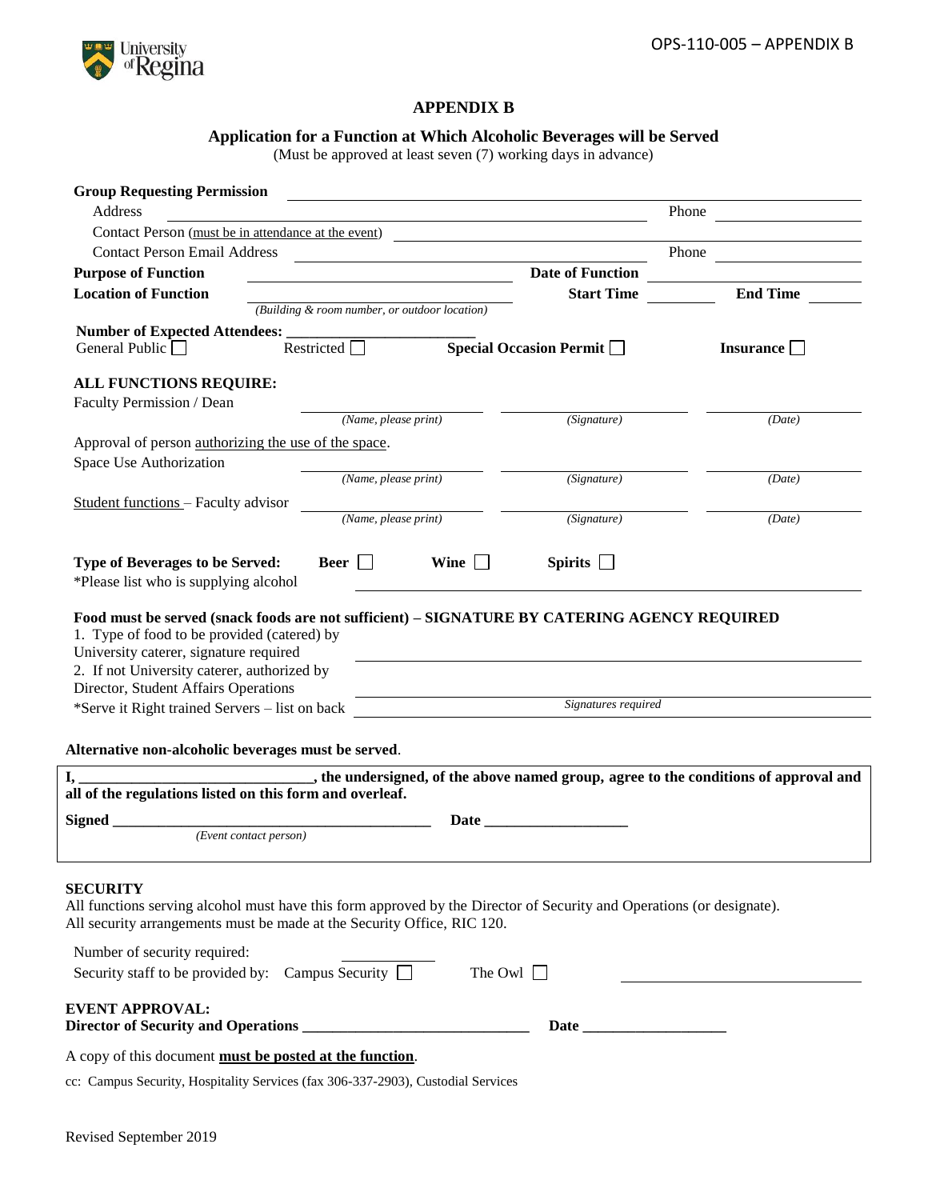OPS-110-005 – APPENDIX B

# APPENDIX B

## Application for a Function at Which Alcoholic Beverages will be Served

(Must be approved at least seven (7) working days in advance)

**Group Requesting Permission** ______________________________

Address ______________________________ Phone ____________

Contact Person (must be in attendance at the event) ______________________________

Contact Person Email Address ______________________________ Phone ____________

**Purpose of Function** ______________________________ **Date of Function** ____________

**Location of Function** ______________________________ **Start Time** ________ **End Time** ________

*(Building & room number, or outdoor location)*

**Number of Expected Attendees:** ______________________

General Public ☐ Restricted ☐ **Special Occasion Permit** ☐ **Insurance** ☐

**ALL FUNCTIONS REQUIRE:**

Faculty Permission / Dean ______________________ ______________________ ____________

*(Name, please print)* *(Signature)* *(Date)*

Approval of person authorizing the use of the space.

Space Use Authorization ______________________ ______________________ ____________

*(Name, please print)* *(Signature)* *(Date)*

Student functions – Faculty advisor ______________________ ______________________ ____________

*(Name, please print)* *(Signature)* *(Date)*

**Type of Beverages to be Served:** **Beer** ☐ **Wine** ☐ **Spirits** ☐

*Please list who is supplying alcohol ______________________________

**Food must be served (snack foods are not sufficient) – SIGNATURE BY CATERING AGENCY REQUIRED**

1. Type of food to be provided (catered) by University caterer, signature required ______________________________
2. If not University caterer, authorized by Director, Student Affairs Operations ______________________________

*Serve it Right trained Servers – list on back ______________________________

*Signatures required*

**Alternative non-alcoholic beverages must be served**.

**I, ______________________________, the undersigned, of the above named group, agree to the conditions of approval and all of the regulations listed on this form and overleaf.**

**Signed** ______________________________ **Date** ____________

*(Event contact person)*

**SECURITY**

All functions serving alcohol must have this form approved by the Director of Security and Operations (or designate). All security arrangements must be made at the Security Office, RIC 120.

Number of security required: ____________

Security staff to be provided by: Campus Security ☐ The Owl ☐ ______________________

**EVENT APPROVAL:**

**Director of Security and Operations** ______________________________ **Date** ____________

A copy of this document **must be posted at the function**.

cc: Campus Security, Hospitality Services (fax 306-337-2903), Custodial Services

Revised September 2019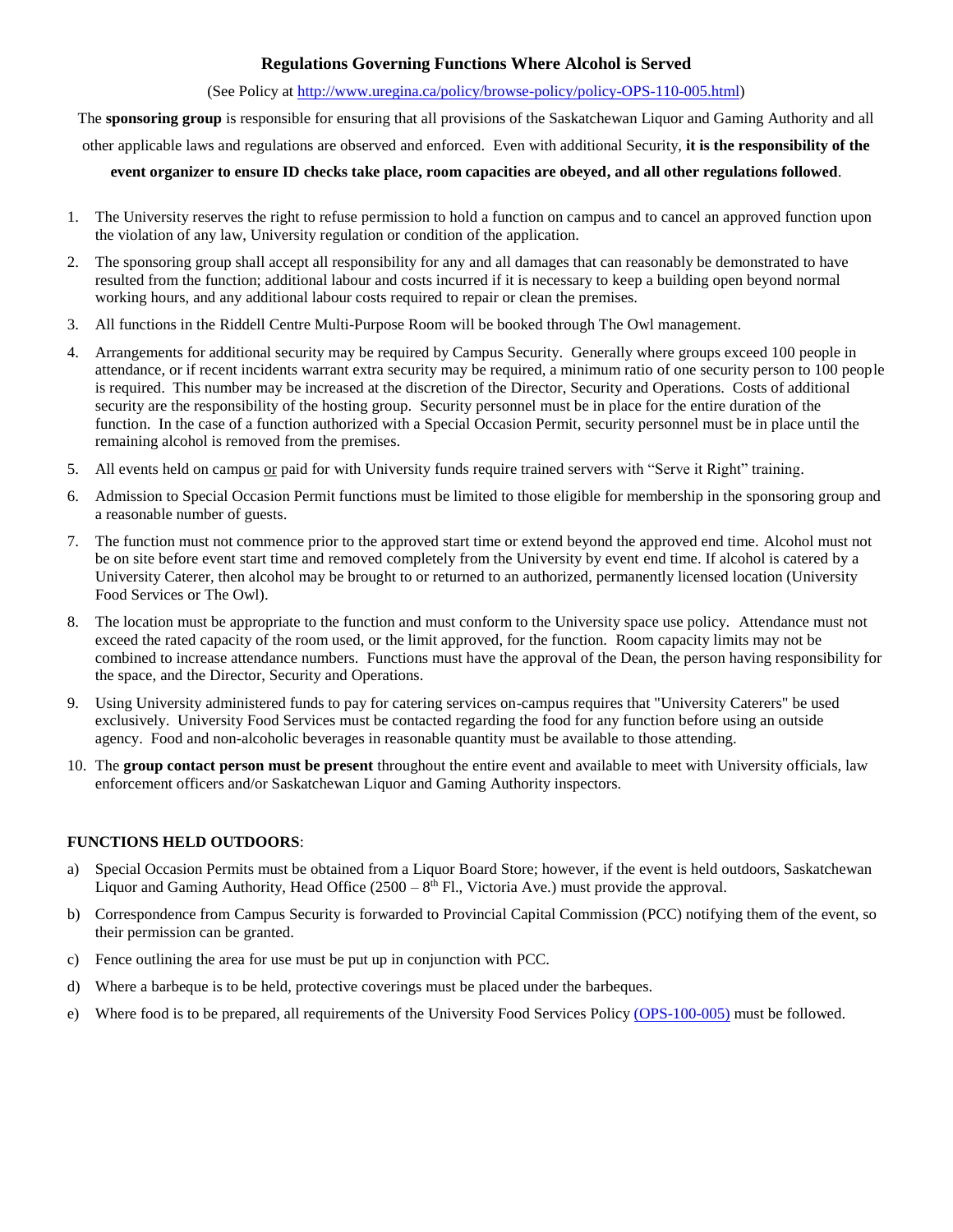## Regulations Governing Functions Where Alcohol is Served

(See Policy at [http://www.uregina.ca/policy/browse-policy/policy-OPS-110-005.html](http://www.uregina.ca/policy/browse-policy/policy-OPS-110-005.html))

The **sponsoring group** is responsible for ensuring that all provisions of the Saskatchewan Liquor and Gaming Authority and all other applicable laws and regulations are observed and enforced. Even with additional Security, **it is the responsibility of the event organizer to ensure ID checks take place, room capacities are obeyed, and all other regulations followed**.

1. The University reserves the right to refuse permission to hold a function on campus and to cancel an approved function upon the violation of any law, University regulation or condition of the application.
2. The sponsoring group shall accept all responsibility for any and all damages that can reasonably be demonstrated to have resulted from the function; additional labour and costs incurred if it is necessary to keep a building open beyond normal working hours, and any additional labour costs required to repair or clean the premises.
3. All functions in the Riddell Centre Multi-Purpose Room will be booked through The Owl management.
4. Arrangements for additional security may be required by Campus Security. Generally where groups exceed 100 people in attendance, or if recent incidents warrant extra security may be required, a minimum ratio of one security person to 100 people is required. This number may be increased at the discretion of the Director, Security and Operations. Costs of additional security are the responsibility of the hosting group. Security personnel must be in place for the entire duration of the function. In the case of a function authorized with a Special Occasion Permit, security personnel must be in place until the remaining alcohol is removed from the premises.
5. All events held on campus or paid for with University funds require trained servers with "Serve it Right" training.
6. Admission to Special Occasion Permit functions must be limited to those eligible for membership in the sponsoring group and a reasonable number of guests.
7. The function must not commence prior to the approved start time or extend beyond the approved end time. Alcohol must not be on site before event start time and removed completely from the University by event end time. If alcohol is catered by a University Caterer, then alcohol may be brought to or returned to an authorized, permanently licensed location (University Food Services or The Owl).
8. The location must be appropriate to the function and must conform to the University space use policy. Attendance must not exceed the rated capacity of the room used, or the limit approved, for the function. Room capacity limits may not be combined to increase attendance numbers. Functions must have the approval of the Dean, the person having responsibility for the space, and the Director, Security and Operations.
9. Using University administered funds to pay for catering services on-campus requires that "University Caterers" be used exclusively. University Food Services must be contacted regarding the food for any function before using an outside agency. Food and non-alcoholic beverages in reasonable quantity must be available to those attending.
10. The **group contact person must be present** throughout the entire event and available to meet with University officials, law enforcement officers and/or Saskatchewan Liquor and Gaming Authority inspectors.

**FUNCTIONS HELD OUTDOORS**:

a) Special Occasion Permits must be obtained from a Liquor Board Store; however, if the event is held outdoors, Saskatchewan Liquor and Gaming Authority, Head Office (2500 – 8th Fl., Victoria Ave.) must provide the approval.

b) Correspondence from Campus Security is forwarded to Provincial Capital Commission (PCC) notifying them of the event, so their permission can be granted.

c) Fence outlining the area for use must be put up in conjunction with PCC.

d) Where a barbeque is to be held, protective coverings must be placed under the barbeques.

e) Where food is to be prepared, all requirements of the University Food Services Policy (OPS-100-005) must be followed.